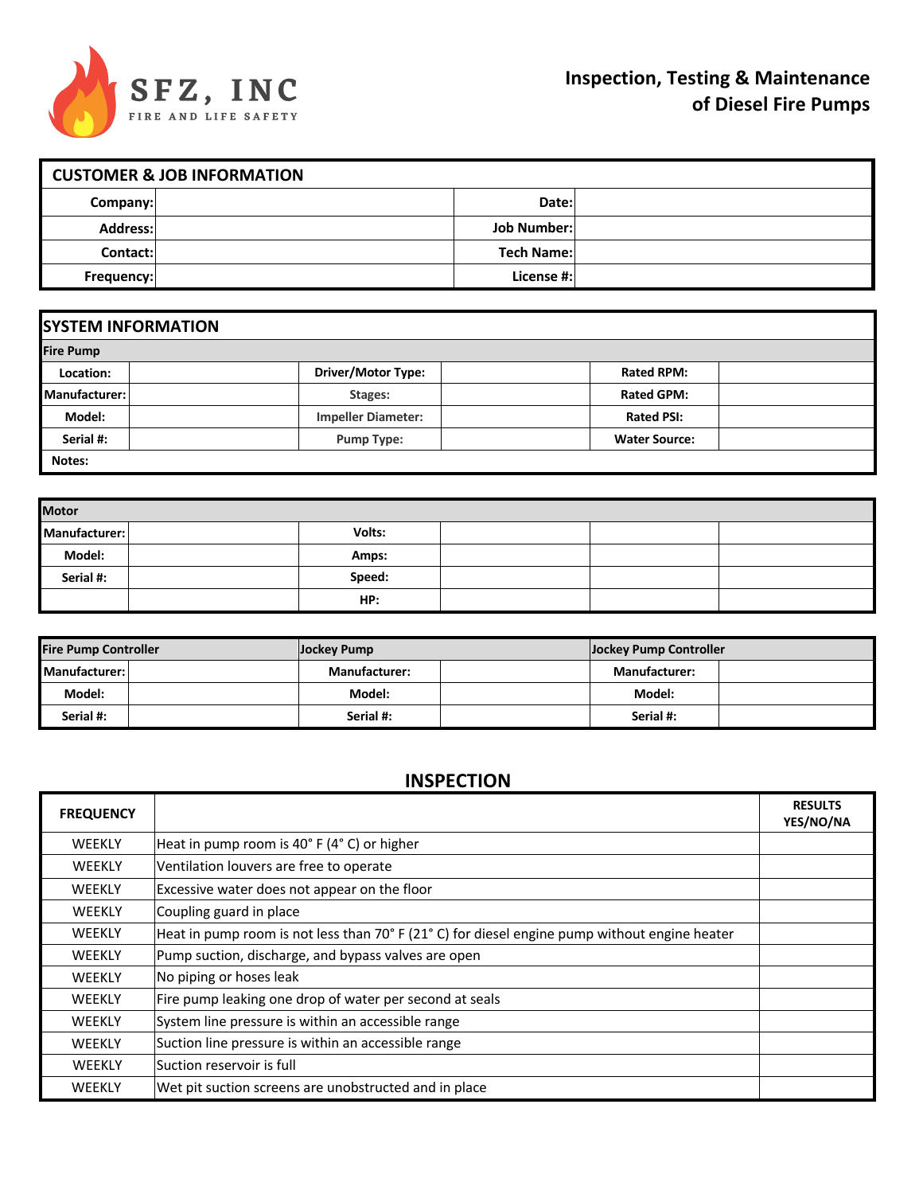SFZ, INC
FIRE AND LIFE SAFETY

# Inspection, Testing & Maintenance of Diesel Fire Pumps

| CUSTOMER & JOB INFORMATION | | | |
|---|---|---|---|
| Company: | | Date: | |
| Address: | | Job Number: | |
| Contact: | | Tech Name: | |
| Frequency: | | License #: | |

## SYSTEM INFORMATION

| Fire Pump | | | | | |
|---|---|---|---|---|---|
| Location: | | Driver/Motor Type: | | Rated RPM: | |
| Manufacturer: | | Stages: | | Rated GPM: | |
| Model: | | Impeller Diameter: | | Rated PSI: | |
| Serial #: | | Pump Type: | | Water Source: | |
| Notes: | | | | | |

| Motor | | | | | |
|---|---|---|---|---|---|
| Manufacturer: | | Volts: | | | |
| Model: | | Amps: | | | |
| Serial #: | | Speed: | | | |
| | | HP: | | | |

| Fire Pump Controller | | Jockey Pump | | Jockey Pump Controller | |
|---|---|---|---|---|---|
| Manufacturer: | | Manufacturer: | | Manufacturer: | |
| Model: | | Model: | | Model: | |
| Serial #: | | Serial #: | | Serial #: | |

## INSPECTION

| FREQUENCY | | RESULTS YES/NO/NA |
|---|---|---|
| WEEKLY | Heat in pump room is 40° F (4° C) or higher | |
| WEEKLY | Ventilation louvers are free to operate | |
| WEEKLY | Excessive water does not appear on the floor | |
| WEEKLY | Coupling guard in place | |
| WEEKLY | Heat in pump room is not less than 70° F (21° C) for diesel engine pump without engine heater | |
| WEEKLY | Pump suction, discharge, and bypass valves are open | |
| WEEKLY | No piping or hoses leak | |
| WEEKLY | Fire pump leaking one drop of water per second at seals | |
| WEEKLY | System line pressure is within an accessible range | |
| WEEKLY | Suction line pressure is within an accessible range | |
| WEEKLY | Suction reservoir is full | |
| WEEKLY | Wet pit suction screens are unobstructed and in place | |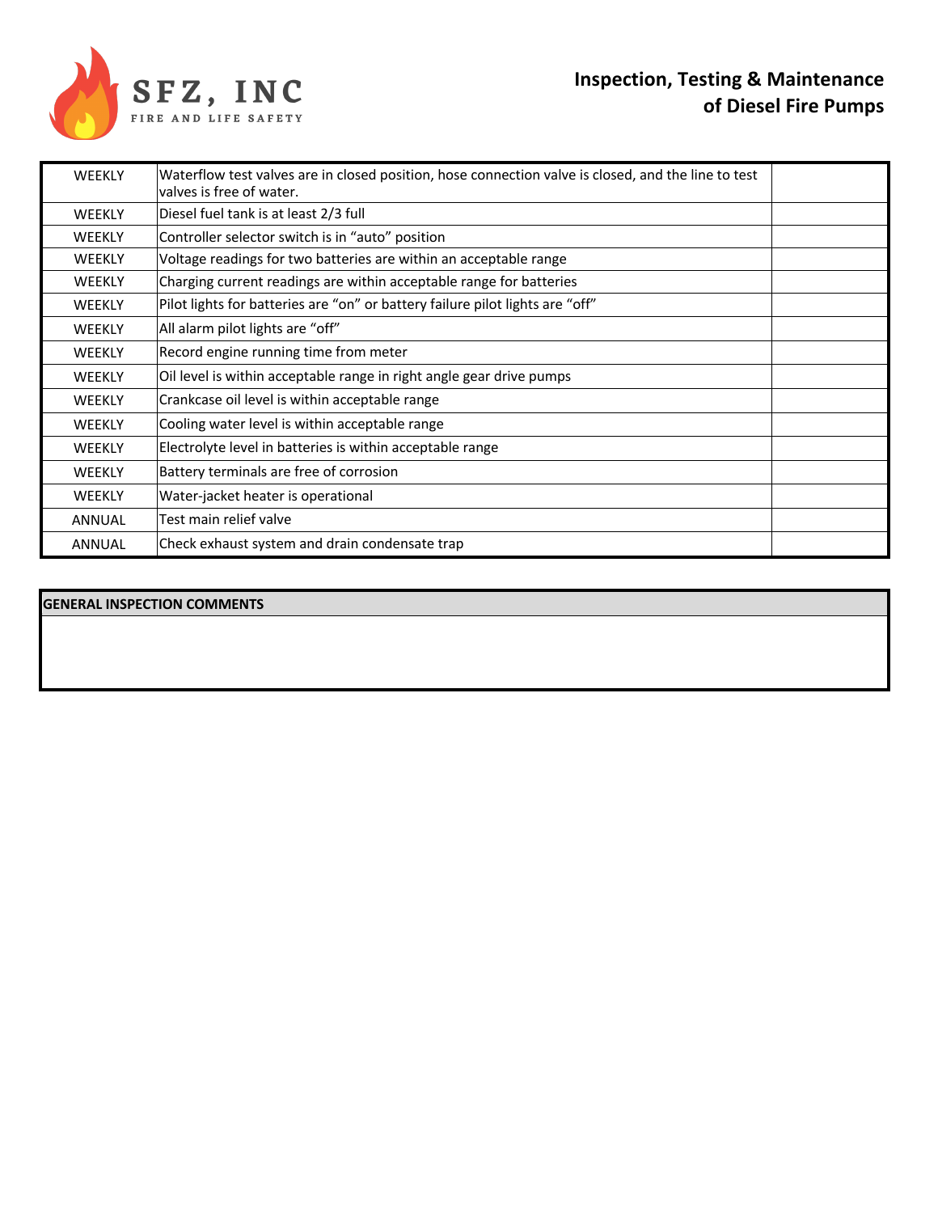# Inspection, Testing & Maintenance of Diesel Fire Pumps

| | | |
|---|---|---|
| WEEKLY | Waterflow test valves are in closed position, hose connection valve is closed, and the line to test valves is free of water. | |
| WEEKLY | Diesel fuel tank is at least 2/3 full | |
| WEEKLY | Controller selector switch is in “auto” position | |
| WEEKLY | Voltage readings for two batteries are within an acceptable range | |
| WEEKLY | Charging current readings are within acceptable range for batteries | |
| WEEKLY | Pilot lights for batteries are “on” or battery failure pilot lights are “off” | |
| WEEKLY | All alarm pilot lights are “off” | |
| WEEKLY | Record engine running time from meter | |
| WEEKLY | Oil level is within acceptable range in right angle gear drive pumps | |
| WEEKLY | Crankcase oil level is within acceptable range | |
| WEEKLY | Cooling water level is within acceptable range | |
| WEEKLY | Electrolyte level in batteries is within acceptable range | |
| WEEKLY | Battery terminals are free of corrosion | |
| WEEKLY | Water-jacket heater is operational | |
| ANNUAL | Test main relief valve | |
| ANNUAL | Check exhaust system and drain condensate trap | |

| GENERAL INSPECTION COMMENTS |
|---|
| |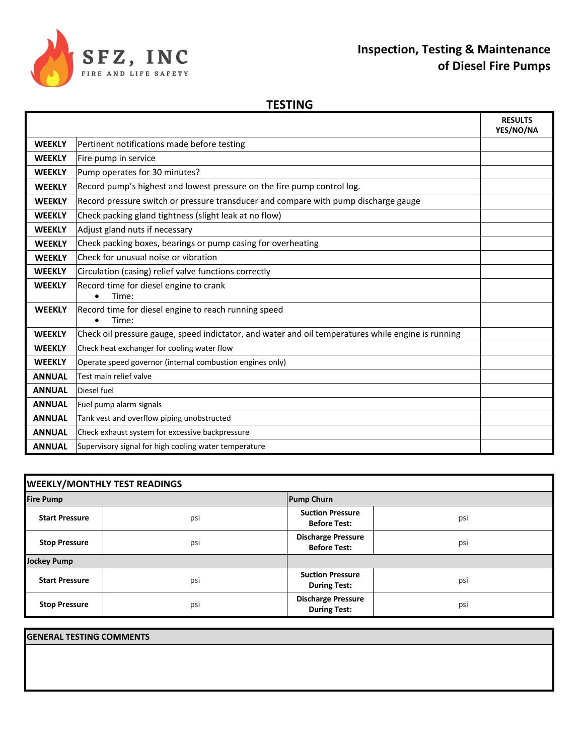**SFZ, INC**
FIRE AND LIFE SAFETY

## Inspection, Testing & Maintenance of Diesel Fire Pumps

### TESTING

| | | RESULTS YES/NO/NA |
|---|---|---|
| **WEEKLY** | Pertinent notifications made before testing | |
| **WEEKLY** | Fire pump in service | |
| **WEEKLY** | Pump operates for 30 minutes? | |
| **WEEKLY** | Record pump's highest and lowest pressure on the fire pump control log. | |
| **WEEKLY** | Record pressure switch or pressure transducer and compare with pump discharge gauge | |
| **WEEKLY** | Check packing gland tightness (slight leak at no flow) | |
| **WEEKLY** | Adjust gland nuts if necessary | |
| **WEEKLY** | Check packing boxes, bearings or pump casing for overheating | |
| **WEEKLY** | Check for unusual noise or vibration | |
| **WEEKLY** | Circulation (casing) relief valve functions correctly | |
| **WEEKLY** | Record time for diesel engine to crank<br>• Time: | |
| **WEEKLY** | Record time for diesel engine to reach running speed<br>• Time: | |
| **WEEKLY** | Check oil pressure gauge, speed indictator, and water and oil temperatures while engine is running | |
| **WEEKLY** | Check heat exchanger for cooling water flow | |
| **WEEKLY** | Operate speed governor (internal combustion engines only) | |
| **ANNUAL** | Test main relief valve | |
| **ANNUAL** | Diesel fuel | |
| **ANNUAL** | Fuel pump alarm signals | |
| **ANNUAL** | Tank vest and overflow piping unobstructed | |
| **ANNUAL** | Check exhaust system for excessive backpressure | |
| **ANNUAL** | Supervisory signal for high cooling water temperature | |

### WEEKLY/MONTHLY TEST READINGS

| **Fire Pump** | | **Pump Churn** | |
|---|---|---|---|
| **Start Pressure** | psi | **Suction Pressure Before Test:** | psi |
| **Stop Pressure** | psi | **Discharge Pressure Before Test:** | psi |
| **Jockey Pump** | | | |
| **Start Pressure** | psi | **Suction Pressure During Test:** | psi |
| **Stop Pressure** | psi | **Discharge Pressure During Test:** | psi |

### GENERAL TESTING COMMENTS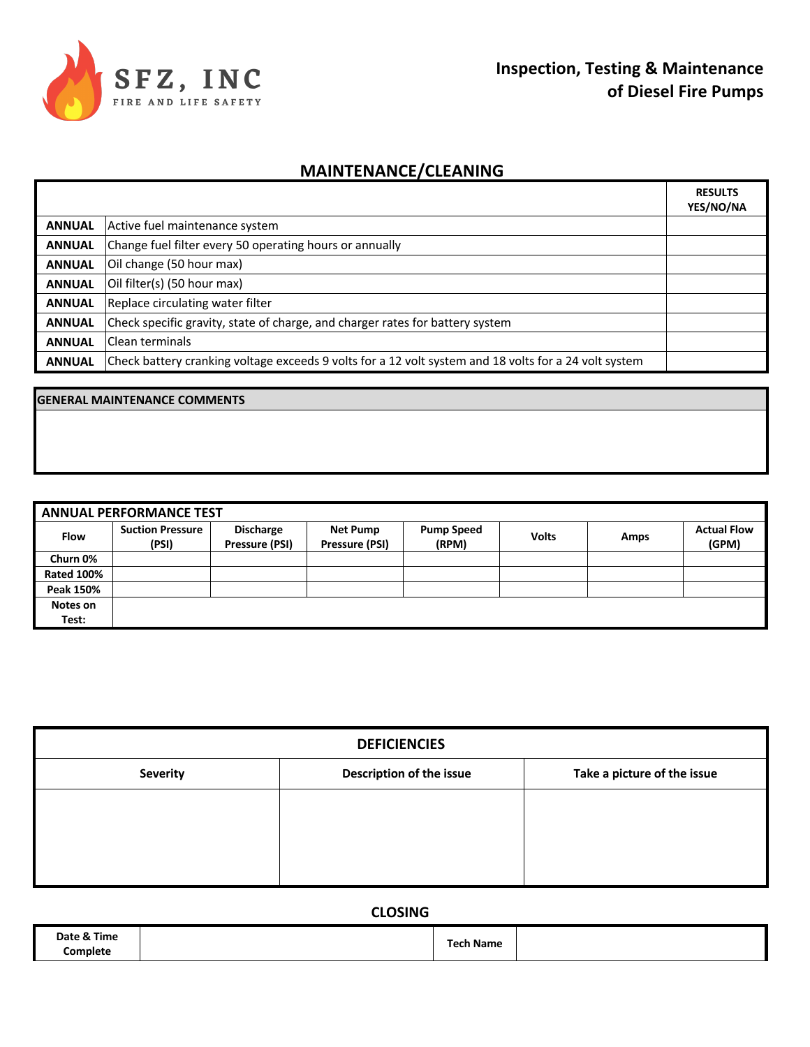SFZ, INC
FIRE AND LIFE SAFETY

**Inspection, Testing & Maintenance of Diesel Fire Pumps**

## MAINTENANCE/CLEANING

| | | RESULTS YES/NO/NA |
|---|---|---|
| **ANNUAL** | Active fuel maintenance system | |
| **ANNUAL** | Change fuel filter every 50 operating hours or annually | |
| **ANNUAL** | Oil change (50 hour max) | |
| **ANNUAL** | Oil filter(s) (50 hour max) | |
| **ANNUAL** | Replace circulating water filter | |
| **ANNUAL** | Check specific gravity, state of charge, and charger rates for battery system | |
| **ANNUAL** | Clean terminals | |
| **ANNUAL** | Check battery cranking voltage exceeds 9 volts for a 12 volt system and 18 volts for a 24 volt system | |

| GENERAL MAINTENANCE COMMENTS |
|---|
| |

| ANNUAL PERFORMANCE TEST | | | | | | | |
|---|---|---|---|---|---|---|---|
| **Flow** | **Suction Pressure (PSI)** | **Discharge Pressure (PSI)** | **Net Pump Pressure (PSI)** | **Pump Speed (RPM)** | **Volts** | **Amps** | **Actual Flow (GPM)** |
| **Churn 0%** | | | | | | | |
| **Rated 100%** | | | | | | | |
| **Peak 150%** | | | | | | | |
| **Notes on Test:** | | | | | | | |

| DEFICIENCIES | | |
|---|---|---|
| **Severity** | **Description of the issue** | **Take a picture of the issue** |
| | | |

## CLOSING

| Date & Time Complete | | Tech Name | |
|---|---|---|---|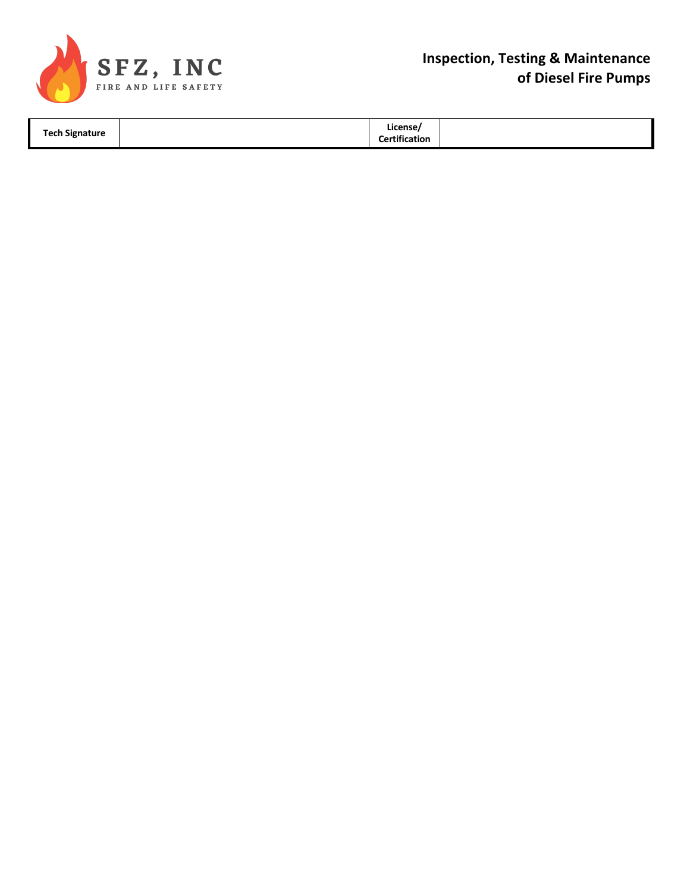| | | | |
|---|---|---|---|
| **Tech Signature** | | **License/ Certification** | |